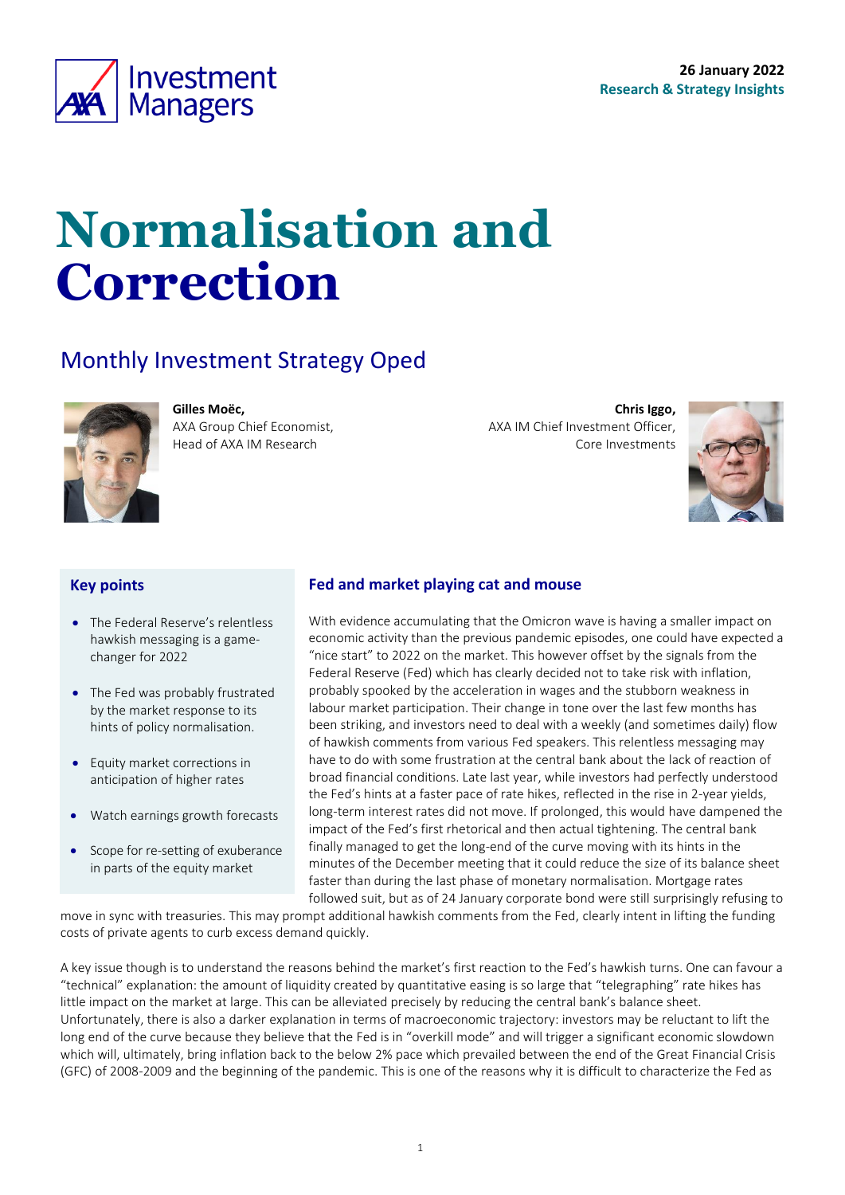26 January 2022
**Research & Strategy Insights**

# Normalisation and Correction

## Monthly Investment Strategy Oped

**Gilles Moëc,**
AXA Group Chief Economist,
Head of AXA IM Research

**Chris Iggo,**
AXA IM Chief Investment Officer,
Core Investments

### Key points

- The Federal Reserve's relentless hawkish messaging is a game-changer for 2022
- The Fed was probably frustrated by the market response to its hints of policy normalisation.
- Equity market corrections in anticipation of higher rates
- Watch earnings growth forecasts
- Scope for re-setting of exuberance in parts of the equity market

### Fed and market playing cat and mouse

With evidence accumulating that the Omicron wave is having a smaller impact on economic activity than the previous pandemic episodes, one could have expected a "nice start" to 2022 on the market. This however offset by the signals from the Federal Reserve (Fed) which has clearly decided not to take risk with inflation, probably spooked by the acceleration in wages and the stubborn weakness in labour market participation. Their change in tone over the last few months has been striking, and investors need to deal with a weekly (and sometimes daily) flow of hawkish comments from various Fed speakers. This relentless messaging may have to do with some frustration at the central bank about the lack of reaction of broad financial conditions. Late last year, while investors had perfectly understood the Fed's hints at a faster pace of rate hikes, reflected in the rise in 2-year yields, long-term interest rates did not move. If prolonged, this would have dampened the impact of the Fed's first rhetorical and then actual tightening. The central bank finally managed to get the long-end of the curve moving with its hints in the minutes of the December meeting that it could reduce the size of its balance sheet faster than during the last phase of monetary normalisation. Mortgage rates followed suit, but as of 24 January corporate bond were still surprisingly refusing to move in sync with treasuries. This may prompt additional hawkish comments from the Fed, clearly intent in lifting the funding costs of private agents to curb excess demand quickly.

A key issue though is to understand the reasons behind the market's first reaction to the Fed's hawkish turns. One can favour a "technical" explanation: the amount of liquidity created by quantitative easing is so large that "telegraphing" rate hikes has little impact on the market at large. This can be alleviated precisely by reducing the central bank's balance sheet. Unfortunately, there is also a darker explanation in terms of macroeconomic trajectory: investors may be reluctant to lift the long end of the curve because they believe that the Fed is in "overkill mode" and will trigger a significant economic slowdown which will, ultimately, bring inflation back to the below 2% pace which prevailed between the end of the Great Financial Crisis (GFC) of 2008-2009 and the beginning of the pandemic. This is one of the reasons why it is difficult to characterize the Fed as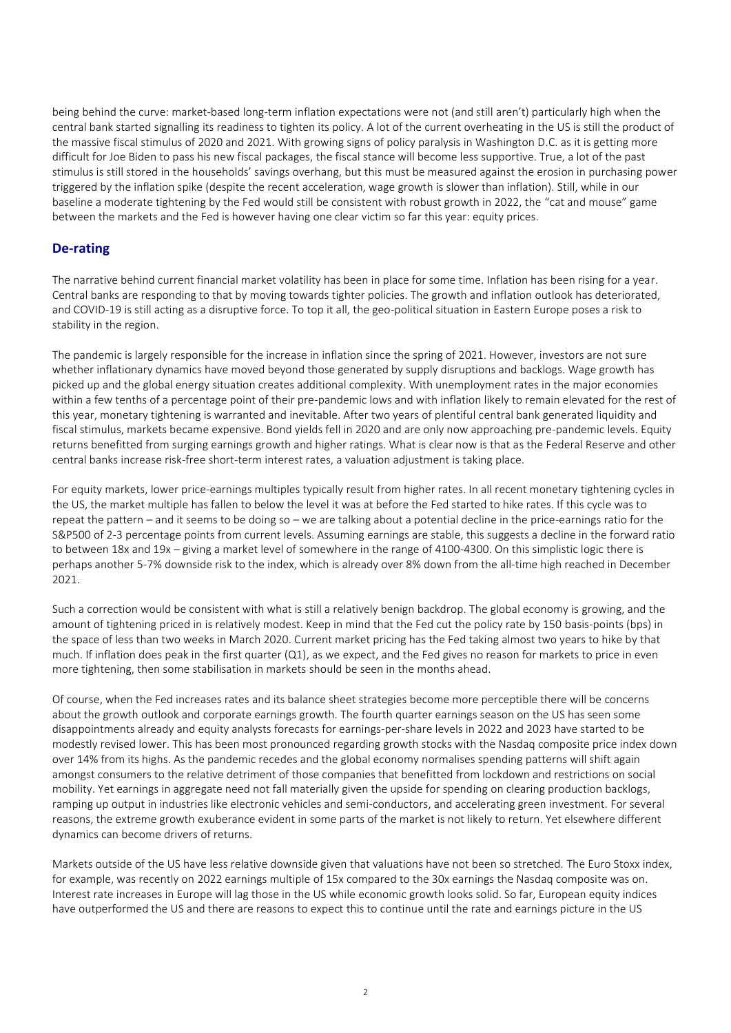being behind the curve: market-based long-term inflation expectations were not (and still aren't) particularly high when the central bank started signalling its readiness to tighten its policy. A lot of the current overheating in the US is still the product of the massive fiscal stimulus of 2020 and 2021. With growing signs of policy paralysis in Washington D.C. as it is getting more difficult for Joe Biden to pass his new fiscal packages, the fiscal stance will become less supportive. True, a lot of the past stimulus is still stored in the households' savings overhang, but this must be measured against the erosion in purchasing power triggered by the inflation spike (despite the recent acceleration, wage growth is slower than inflation). Still, while in our baseline a moderate tightening by the Fed would still be consistent with robust growth in 2022, the "cat and mouse" game between the markets and the Fed is however having one clear victim so far this year: equity prices.

## De-rating

The narrative behind current financial market volatility has been in place for some time. Inflation has been rising for a year. Central banks are responding to that by moving towards tighter policies. The growth and inflation outlook has deteriorated, and COVID-19 is still acting as a disruptive force. To top it all, the geo-political situation in Eastern Europe poses a risk to stability in the region.

The pandemic is largely responsible for the increase in inflation since the spring of 2021. However, investors are not sure whether inflationary dynamics have moved beyond those generated by supply disruptions and backlogs. Wage growth has picked up and the global energy situation creates additional complexity. With unemployment rates in the major economies within a few tenths of a percentage point of their pre-pandemic lows and with inflation likely to remain elevated for the rest of this year, monetary tightening is warranted and inevitable. After two years of plentiful central bank generated liquidity and fiscal stimulus, markets became expensive. Bond yields fell in 2020 and are only now approaching pre-pandemic levels. Equity returns benefitted from surging earnings growth and higher ratings. What is clear now is that as the Federal Reserve and other central banks increase risk-free short-term interest rates, a valuation adjustment is taking place.

For equity markets, lower price-earnings multiples typically result from higher rates. In all recent monetary tightening cycles in the US, the market multiple has fallen to below the level it was at before the Fed started to hike rates. If this cycle was to repeat the pattern – and it seems to be doing so – we are talking about a potential decline in the price-earnings ratio for the S&P500 of 2-3 percentage points from current levels. Assuming earnings are stable, this suggests a decline in the forward ratio to between 18x and 19x – giving a market level of somewhere in the range of 4100-4300. On this simplistic logic there is perhaps another 5-7% downside risk to the index, which is already over 8% down from the all-time high reached in December 2021.

Such a correction would be consistent with what is still a relatively benign backdrop. The global economy is growing, and the amount of tightening priced in is relatively modest. Keep in mind that the Fed cut the policy rate by 150 basis-points (bps) in the space of less than two weeks in March 2020. Current market pricing has the Fed taking almost two years to hike by that much. If inflation does peak in the first quarter (Q1), as we expect, and the Fed gives no reason for markets to price in even more tightening, then some stabilisation in markets should be seen in the months ahead.

Of course, when the Fed increases rates and its balance sheet strategies become more perceptible there will be concerns about the growth outlook and corporate earnings growth. The fourth quarter earnings season on the US has seen some disappointments already and equity analysts forecasts for earnings-per-share levels in 2022 and 2023 have started to be modestly revised lower. This has been most pronounced regarding growth stocks with the Nasdaq composite price index down over 14% from its highs. As the pandemic recedes and the global economy normalises spending patterns will shift again amongst consumers to the relative detriment of those companies that benefitted from lockdown and restrictions on social mobility. Yet earnings in aggregate need not fall materially given the upside for spending on clearing production backlogs, ramping up output in industries like electronic vehicles and semi-conductors, and accelerating green investment. For several reasons, the extreme growth exuberance evident in some parts of the market is not likely to return. Yet elsewhere different dynamics can become drivers of returns.

Markets outside of the US have less relative downside given that valuations have not been so stretched. The Euro Stoxx index, for example, was recently on 2022 earnings multiple of 15x compared to the 30x earnings the Nasdaq composite was on. Interest rate increases in Europe will lag those in the US while economic growth looks solid. So far, European equity indices have outperformed the US and there are reasons to expect this to continue until the rate and earnings picture in the US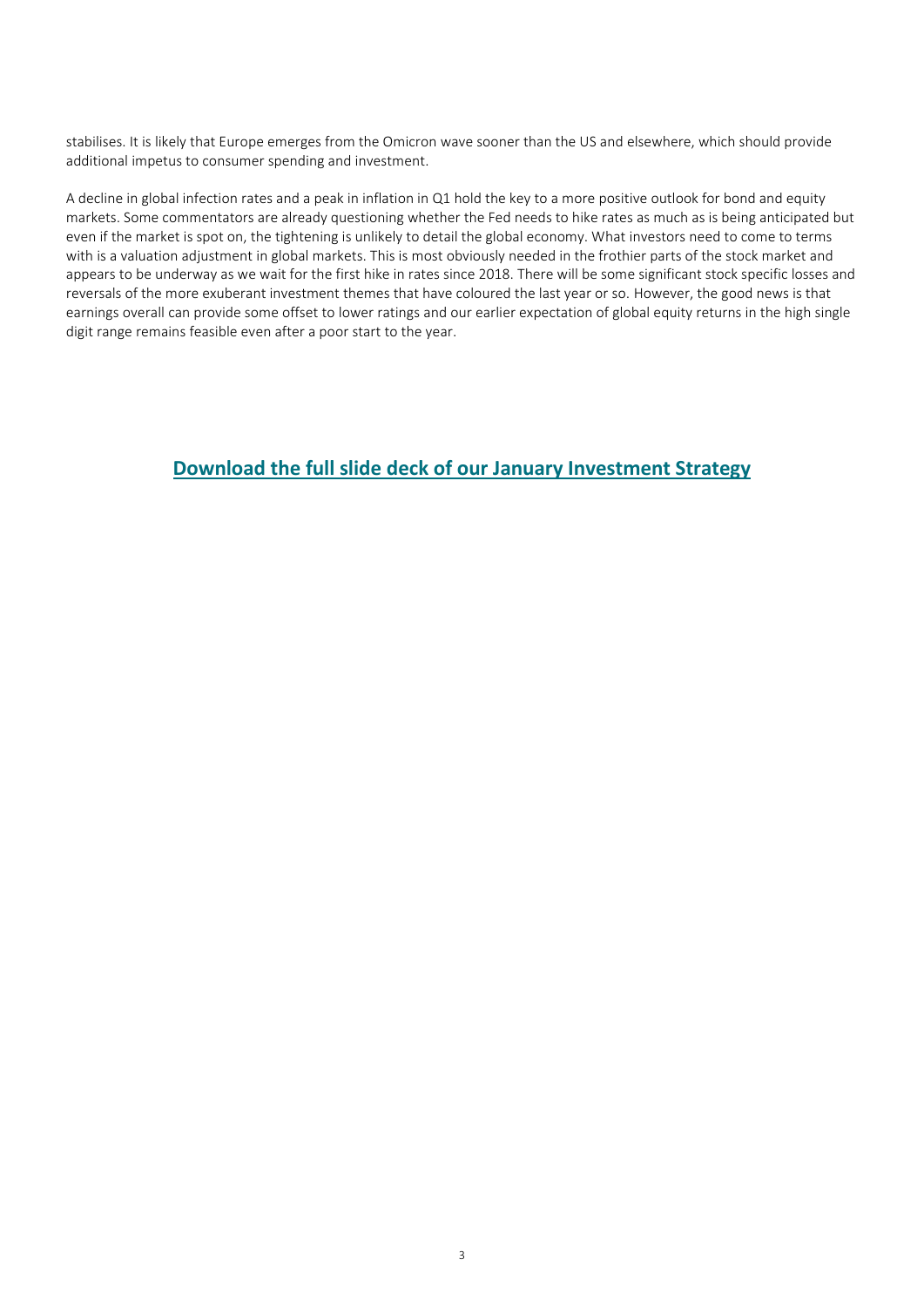stabilises. It is likely that Europe emerges from the Omicron wave sooner than the US and elsewhere, which should provide additional impetus to consumer spending and investment.

A decline in global infection rates and a peak in inflation in Q1 hold the key to a more positive outlook for bond and equity markets. Some commentators are already questioning whether the Fed needs to hike rates as much as is being anticipated but even if the market is spot on, the tightening is unlikely to detail the global economy. What investors need to come to terms with is a valuation adjustment in global markets. This is most obviously needed in the frothier parts of the stock market and appears to be underway as we wait for the first hike in rates since 2018. There will be some significant stock specific losses and reversals of the more exuberant investment themes that have coloured the last year or so. However, the good news is that earnings overall can provide some offset to lower ratings and our earlier expectation of global equity returns in the high single digit range remains feasible even after a poor start to the year.

**Download the full slide deck of our January Investment Strategy**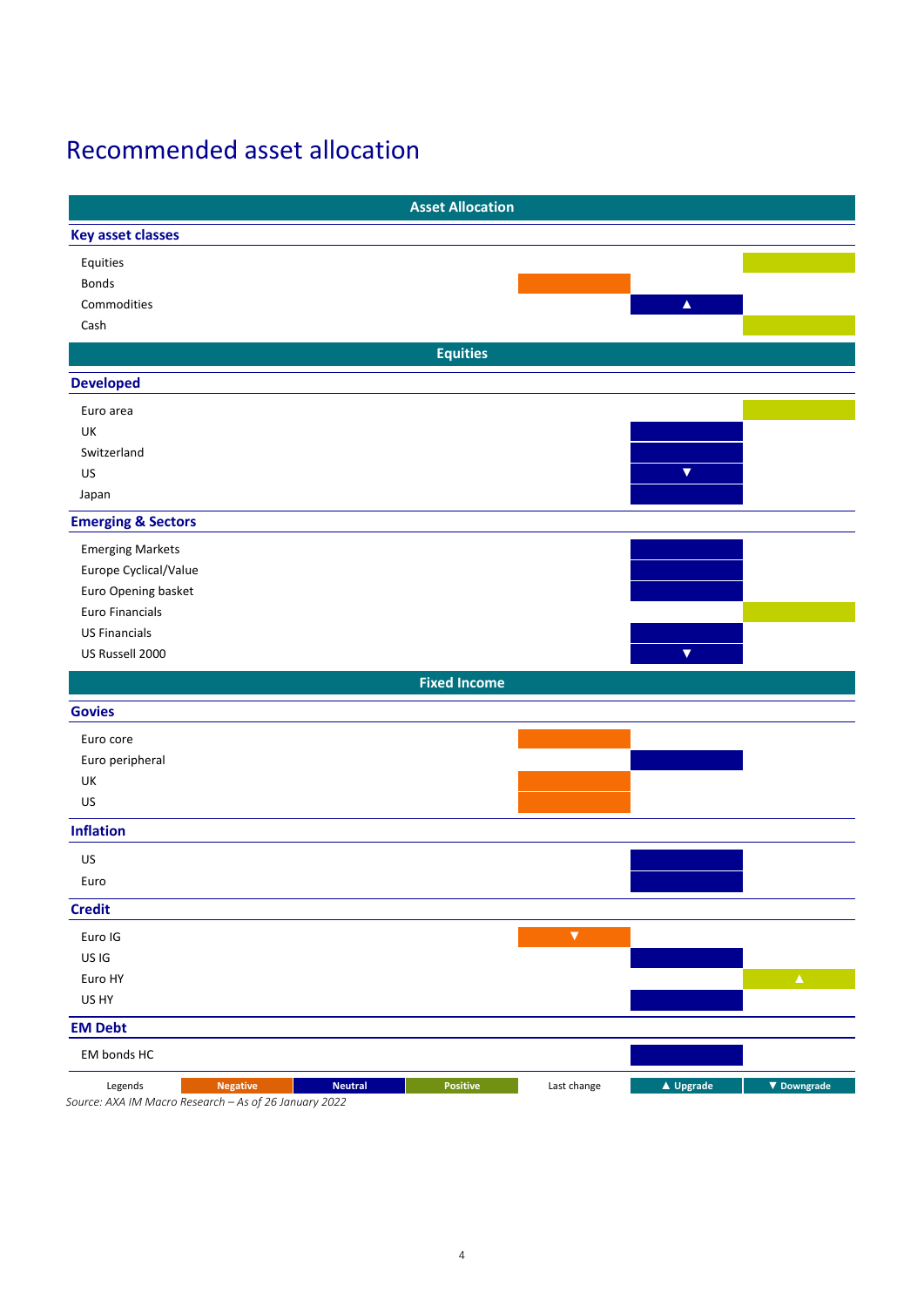# Recommended asset allocation

| Asset Allocation | Negative | Neutral | Positive |
|---|---|---|---|
| **Key asset classes** | | | |
| Equities | | | Positive |
| Bonds | Negative | | |
| Commodities | | Neutral ▲ | |
| Cash | | | Positive |
| **Equities** | | | |
| **Developed** | | | |
| Euro area | | | Positive |
| UK | | Neutral | |
| Switzerland | | Neutral | |
| US | | Neutral ▼ | |
| Japan | | Neutral | |
| **Emerging & Sectors** | | | |
| Emerging Markets | | Neutral | |
| Europe Cyclical/Value | | Neutral | |
| Euro Opening basket | | Neutral | |
| Euro Financials | | | Positive |
| US Financials | | Neutral | |
| US Russell 2000 | | Neutral ▼ | |
| **Fixed Income** | | | |
| **Govies** | | | |
| Euro core | Negative | | |
| Euro peripheral | | Neutral | |
| UK | Negative | | |
| US | Negative | | |
| **Inflation** | | | |
| US | | Neutral | |
| Euro | | Neutral | |
| **Credit** | | | |
| Euro IG | Negative ▼ | | |
| US IG | | Neutral | |
| Euro HY | | | Positive ▲ |
| US HY | | Neutral | |
| **EM Debt** | | | |
| EM bonds HC | | Neutral | |

Legends: Negative | Neutral | Positive — Last change: ▲ Upgrade | ▼ Downgrade

*Source: AXA IM Macro Research – As of 26 January 2022*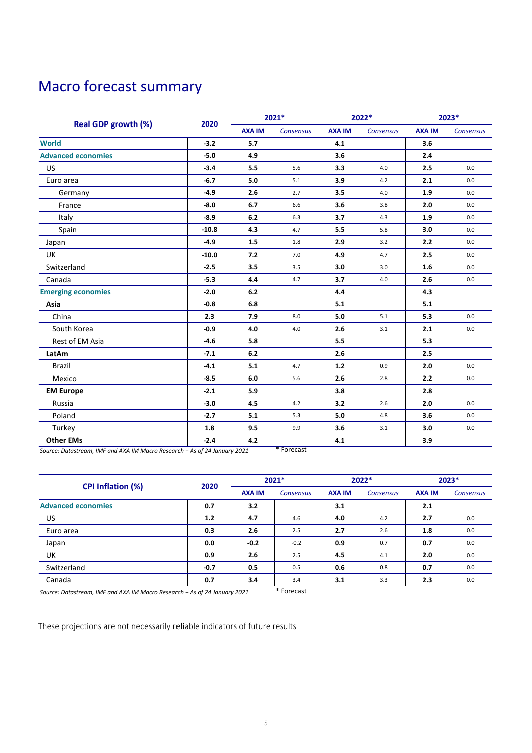# Macro forecast summary

| Real GDP growth (%) | 2020 | 2021* | | 2022* | | 2023* | |
|---|---|---|---|---|---|---|---|
| | | **AXA IM** | *Consensus* | **AXA IM** | *Consensus* | **AXA IM** | *Consensus* |
| **World** | **-3.2** | **5.7** | | **4.1** | | **3.6** | |
| **Advanced economies** | **-5.0** | **4.9** | | **3.6** | | **2.4** | |
| US | **-3.4** | **5.5** | 5.6 | **3.3** | 4.0 | **2.5** | 0.0 |
| Euro area | **-6.7** | **5.0** | 5.1 | **3.9** | 4.2 | **2.1** | 0.0 |
| Germany | **-4.9** | **2.6** | 2.7 | **3.5** | 4.0 | **1.9** | 0.0 |
| France | **-8.0** | **6.7** | 6.6 | **3.6** | 3.8 | **2.0** | 0.0 |
| Italy | **-8.9** | **6.2** | 6.3 | **3.7** | 4.3 | **1.9** | 0.0 |
| Spain | **-10.8** | **4.3** | 4.7 | **5.5** | 5.8 | **3.0** | 0.0 |
| Japan | **-4.9** | **1.5** | 1.8 | **2.9** | 3.2 | **2.2** | 0.0 |
| UK | **-10.0** | **7.2** | 7.0 | **4.9** | 4.7 | **2.5** | 0.0 |
| Switzerland | **-2.5** | **3.5** | 3.5 | **3.0** | 3.0 | **1.6** | 0.0 |
| Canada | **-5.3** | **4.4** | 4.7 | **3.7** | 4.0 | **2.6** | 0.0 |
| **Emerging economies** | **-2.0** | **6.2** | | **4.4** | | **4.3** | |
| **Asia** | **-0.8** | **6.8** | | **5.1** | | **5.1** | |
| China | **2.3** | **7.9** | 8.0 | **5.0** | 5.1 | **5.3** | 0.0 |
| South Korea | **-0.9** | **4.0** | 4.0 | **2.6** | 3.1 | **2.1** | 0.0 |
| Rest of EM Asia | **-4.6** | **5.8** | | **5.5** | | **5.3** | |
| **LatAm** | **-7.1** | **6.2** | | **2.6** | | **2.5** | |
| Brazil | **-4.1** | **5.1** | 4.7 | **1.2** | 0.9 | **2.0** | 0.0 |
| Mexico | **-8.5** | **6.0** | 5.6 | **2.6** | 2.8 | **2.2** | 0.0 |
| **EM Europe** | **-2.1** | **5.9** | | **3.8** | | **2.8** | |
| Russia | **-3.0** | **4.5** | 4.2 | **3.2** | 2.6 | **2.0** | 0.0 |
| Poland | **-2.7** | **5.1** | 5.3 | **5.0** | 4.8 | **3.6** | 0.0 |
| Turkey | **1.8** | **9.5** | 9.9 | **3.6** | 3.1 | **3.0** | 0.0 |
| **Other EMs** | **-2.4** | **4.2** | | **4.1** | | **3.9** | |

*Source: Datastream, IMF and AXA IM Macro Research – As of 24 January 2021*

\* Forecast

| CPI Inflation (%) | 2020 | 2021* | | 2022* | | 2023* | |
|---|---|---|---|---|---|---|---|
| | | **AXA IM** | *Consensus* | **AXA IM** | *Consensus* | **AXA IM** | *Consensus* |
| **Advanced economies** | **0.7** | **3.2** | | **3.1** | | **2.1** | |
| US | **1.2** | **4.7** | 4.6 | **4.0** | 4.2 | **2.7** | 0.0 |
| Euro area | **0.3** | **2.6** | 2.5 | **2.7** | 2.6 | **1.8** | 0.0 |
| Japan | **0.0** | **-0.2** | -0.2 | **0.9** | 0.7 | **0.7** | 0.0 |
| UK | **0.9** | **2.6** | 2.5 | **4.5** | 4.1 | **2.0** | 0.0 |
| Switzerland | **-0.7** | **0.5** | 0.5 | **0.6** | 0.8 | **0.7** | 0.0 |
| Canada | **0.7** | **3.4** | 3.4 | **3.1** | 3.3 | **2.3** | 0.0 |

*Source: Datastream, IMF and AXA IM Macro Research – As of 24 January 2021*

\* Forecast

These projections are not necessarily reliable indicators of future results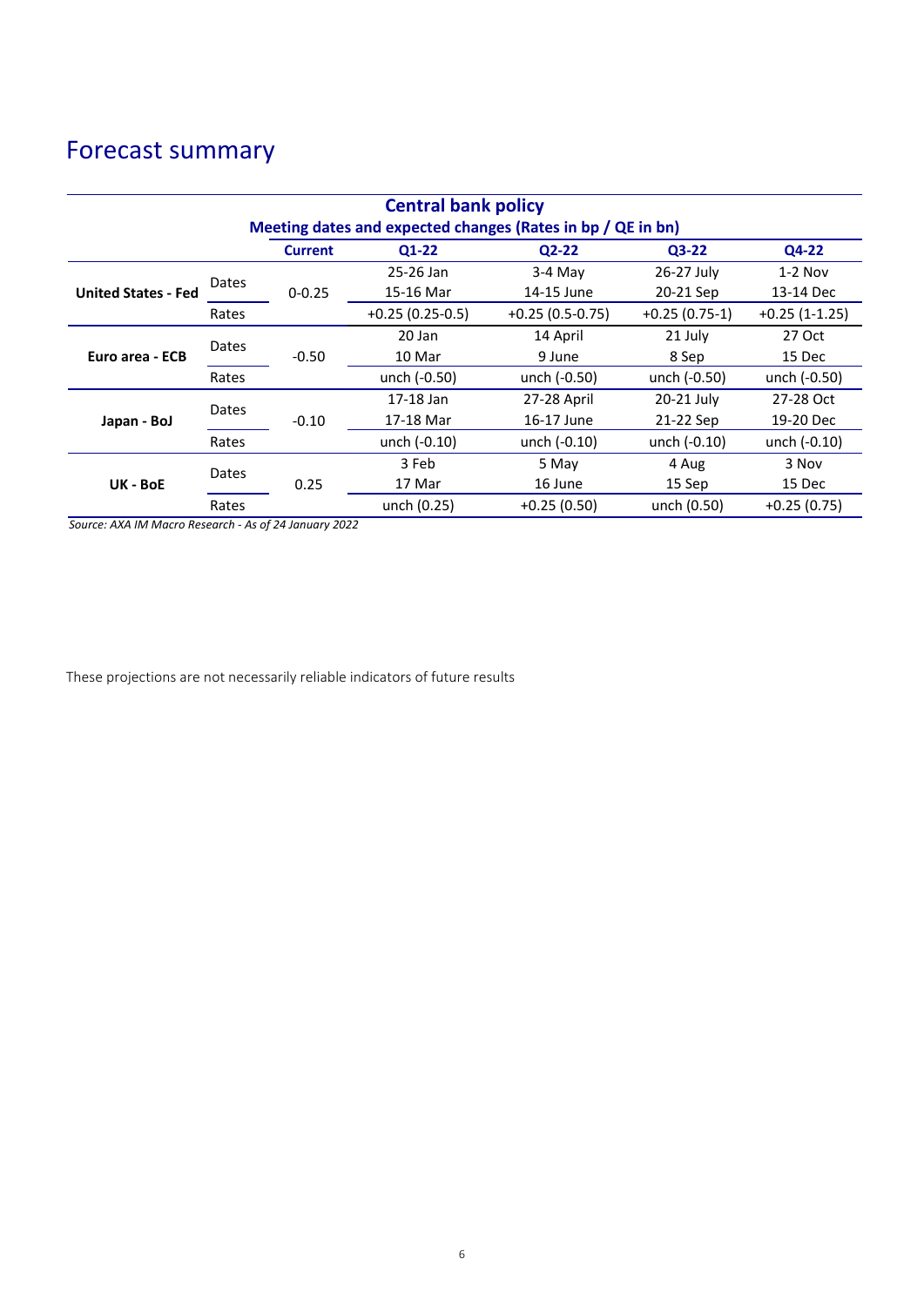# Forecast summary

| Central bank policy | | | | | | |
|---|---|---|---|---|---|---|
| Meeting dates and expected changes (Rates in bp / QE in bn) | | | | | | |
| | | **Current** | **Q1-22** | **Q2-22** | **Q3-22** | **Q4-22** |
| **United States - Fed** | Dates | 0-0.25 | 25-26 Jan<br>15-16 Mar | 3-4 May<br>14-15 June | 26-27 July<br>20-21 Sep | 1-2 Nov<br>13-14 Dec |
| | Rates | | +0.25 (0.25-0.5) | +0.25 (0.5-0.75) | +0.25 (0.75-1) | +0.25 (1-1.25) |
| **Euro area - ECB** | Dates | -0.50 | 20 Jan<br>10 Mar | 14 April<br>9 June | 21 July<br>8 Sep | 27 Oct<br>15 Dec |
| | Rates | | unch (-0.50) | unch (-0.50) | unch (-0.50) | unch (-0.50) |
| **Japan - BoJ** | Dates | -0.10 | 17-18 Jan<br>17-18 Mar | 27-28 April<br>16-17 June | 20-21 July<br>21-22 Sep | 27-28 Oct<br>19-20 Dec |
| | Rates | | unch (-0.10) | unch (-0.10) | unch (-0.10) | unch (-0.10) |
| **UK - BoE** | Dates | 0.25 | 3 Feb<br>17 Mar | 5 May<br>16 June | 4 Aug<br>15 Sep | 3 Nov<br>15 Dec |
| | Rates | | unch (0.25) | +0.25 (0.50) | unch (0.50) | +0.25 (0.75) |

*Source: AXA IM Macro Research - As of 24 January 2022*

These projections are not necessarily reliable indicators of future results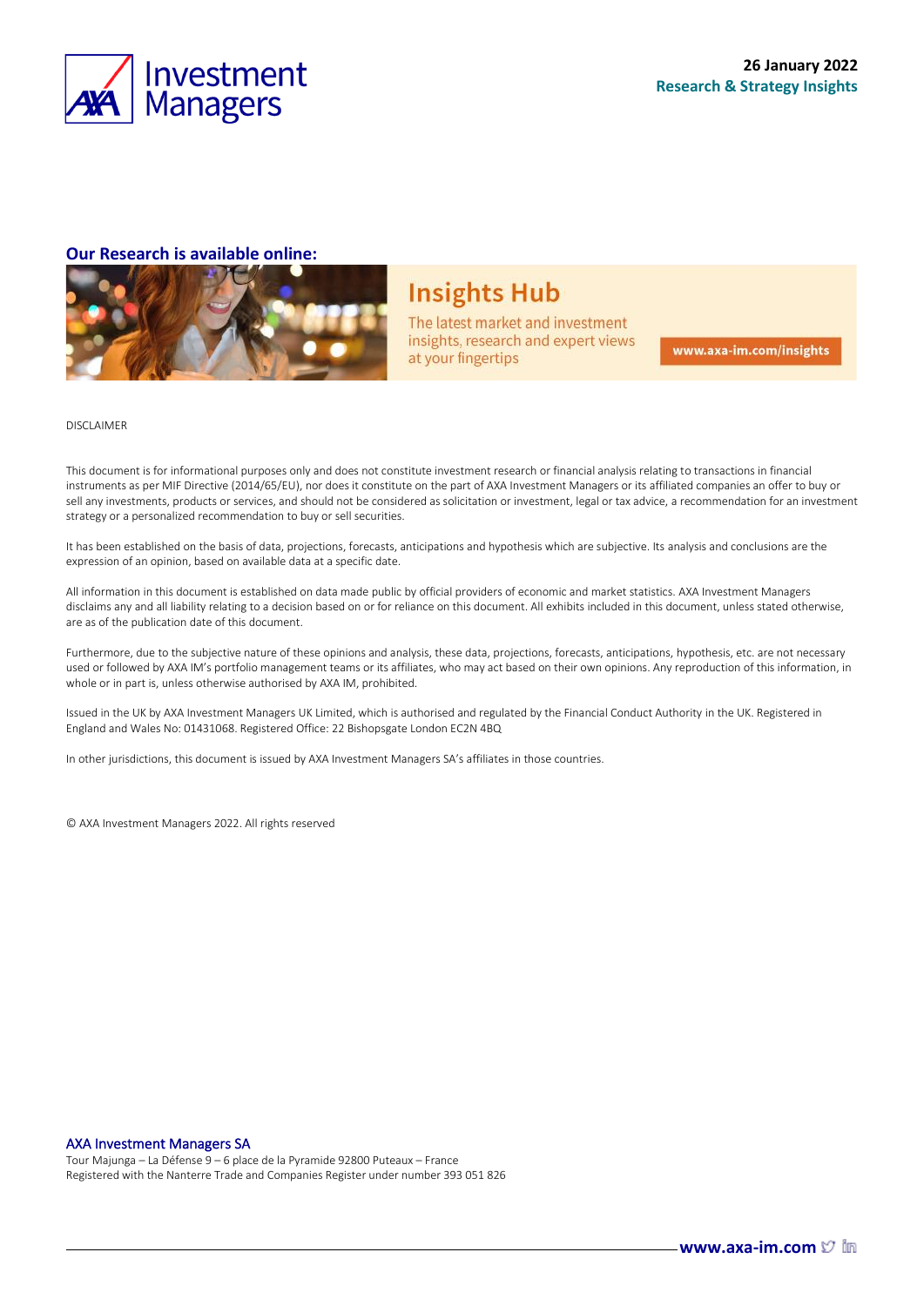26 January 2022
Research & Strategy Insights

**Our Research is available online:**

## Insights Hub

The latest market and investment insights, research and expert views at your fingertips

www.axa-im.com/insights

DISCLAIMER

This document is for informational purposes only and does not constitute investment research or financial analysis relating to transactions in financial instruments as per MIF Directive (2014/65/EU), nor does it constitute on the part of AXA Investment Managers or its affiliated companies an offer to buy or sell any investments, products or services, and should not be considered as solicitation or investment, legal or tax advice, a recommendation for an investment strategy or a personalized recommendation to buy or sell securities.

It has been established on the basis of data, projections, forecasts, anticipations and hypothesis which are subjective. Its analysis and conclusions are the expression of an opinion, based on available data at a specific date.

All information in this document is established on data made public by official providers of economic and market statistics. AXA Investment Managers disclaims any and all liability relating to a decision based on or for reliance on this document. All exhibits included in this document, unless stated otherwise, are as of the publication date of this document.

Furthermore, due to the subjective nature of these opinions and analysis, these data, projections, forecasts, anticipations, hypothesis, etc. are not necessary used or followed by AXA IM's portfolio management teams or its affiliates, who may act based on their own opinions. Any reproduction of this information, in whole or in part is, unless otherwise authorised by AXA IM, prohibited.

Issued in the UK by AXA Investment Managers UK Limited, which is authorised and regulated by the Financial Conduct Authority in the UK. Registered in England and Wales No: 01431068. Registered Office: 22 Bishopsgate London EC2N 4BQ

In other jurisdictions, this document is issued by AXA Investment Managers SA's affiliates in those countries.

© AXA Investment Managers 2022. All rights reserved

**AXA Investment Managers SA**
Tour Majunga – La Défense 9 – 6 place de la Pyramide 92800 Puteaux – France
Registered with the Nanterre Trade and Companies Register under number 393 051 826

**www.axa-im.com**